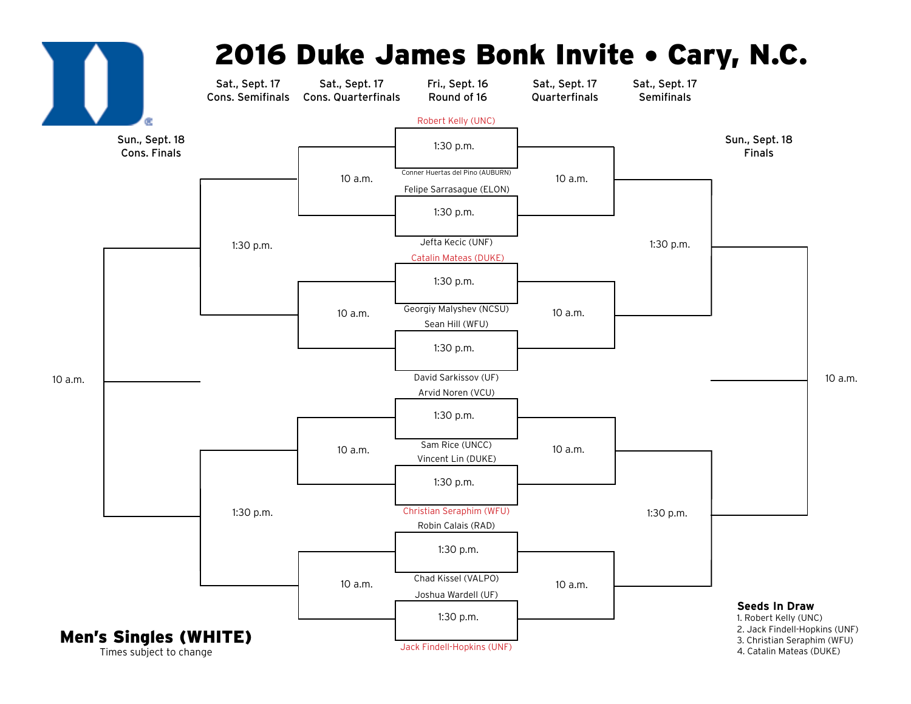# 2016 Duke James Bonk Invite • Cary, N.C.

## Men's Singles (WHITE)

Times subject to change

| Round | Date | Times |
|---|---|---|
| Round of 16 | Fri., Sept. 16 | 1:30 p.m. |
| Quarterfinals | Sat., Sept. 17 | 10 a.m. |
| Semifinals | Sat., Sept. 17 | 1:30 p.m. |
| Finals | Sun., Sept. 18 | 10 a.m. |
| Cons. Quarterfinals | Sat., Sept. 17 | 10 a.m. |
| Cons. Semifinals | Sat., Sept. 17 | 1:30 p.m. |
| Cons. Finals | Sun., Sept. 18 | 10 a.m. |

### Round of 16 — Fri., Sept. 16

| Match | Player | Player | Time |
|---|---|---|---|
| 1 | Robert Kelly (UNC) | Conner Huertas del Pino (AUBURN) | 1:30 p.m. |
| 2 | Felipe Sarrasague (ELON) | Jefta Kecic (UNF) | 1:30 p.m. |
| 3 | Catalin Mateas (DUKE) | Georgiy Malyshev (NCSU) | 1:30 p.m. |
| 4 | Sean Hill (WFU) | David Sarkissov (UF) | 1:30 p.m. |
| 5 | Arvid Noren (VCU) | Sam Rice (UNCC) | 1:30 p.m. |
| 6 | Vincent Lin (DUKE) | Christian Seraphim (WFU) | 1:30 p.m. |
| 7 | Robin Calais (RAD) | Chad Kissel (VALPO) | 1:30 p.m. |
| 8 | Joshua Wardell (UF) | Jack Findell-Hopkins (UNF) | 1:30 p.m. |

**Seeds In Draw**

1. Robert Kelly (UNC)
2. Jack Findell-Hopkins (UNF)
3. Christian Seraphim (WFU)
4. Catalin Mateas (DUKE)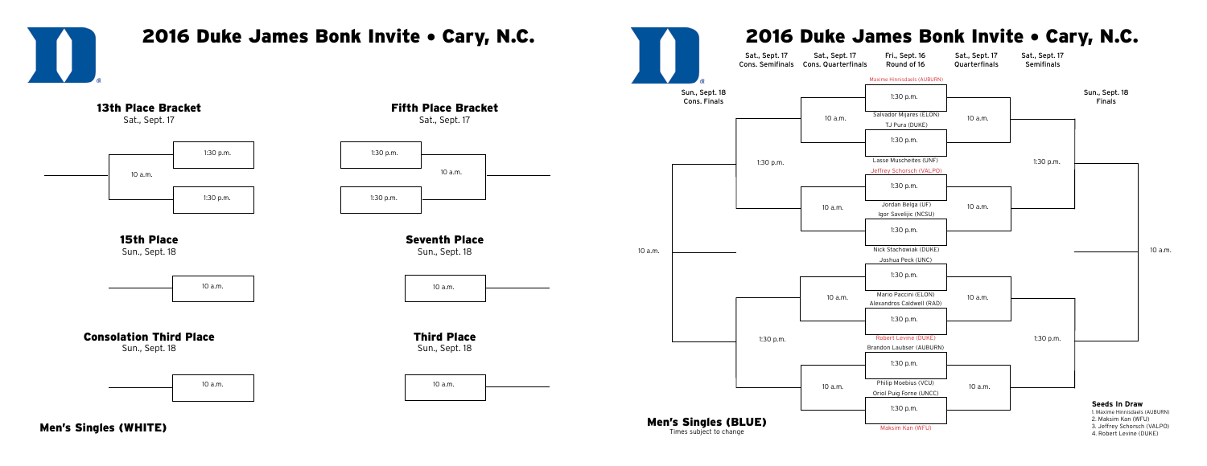# 2016 Duke James Bonk Invite • Cary, N.C.

## Men's Singles (WHITE)

### 13th Place Bracket
Sat., Sept. 17

- 1:30 p.m.
- 10 a.m.
- 1:30 p.m.

### Fifth Place Bracket
Sat., Sept. 17

- 1:30 p.m.
- 10 a.m.
- 1:30 p.m.

### 15th Place
Sun., Sept. 18

- 10 a.m.

### Seventh Place
Sun., Sept. 18

- 10 a.m.

### Consolation Third Place
Sun., Sept. 18

- 10 a.m.

### Third Place
Sun., Sept. 18

- 10 a.m.

# 2016 Duke James Bonk Invite • Cary, N.C.

## Men's Singles (BLUE)

Times subject to change

| Sun., Sept. 18 Cons. Finals | Sat., Sept. 17 Cons. Semifinals | Sat., Sept. 17 Cons. Quarterfinals | Fri., Sept. 16 Round of 16 | Sat., Sept. 17 Quarterfinals | Sat., Sept. 17 Semifinals | Sun., Sept. 18 Finals |
| --- | --- | --- | --- | --- | --- | --- |
| 10 a.m. | 1:30 p.m. | 10 a.m. | Maxime Hinnisdaels (AUBURN) vs. Salvador Mijares (ELON) — 1:30 p.m. | 10 a.m. | 1:30 p.m. | 10 a.m. |
| | | | TJ Pura (DUKE) vs. Lasse Muscheites (UNF) — 1:30 p.m. | | | |
| | | 10 a.m. | Jeffrey Schorsch (VALPO) vs. Jordan Belga (UF) — 1:30 p.m. | 10 a.m. | | |
| | | | Igor Saveljic (NCSU) vs. Nick Stachowiak (DUKE) — 1:30 p.m. | | | |
| | 1:30 p.m. | 10 a.m. | Joshua Peck (UNC) vs. Mario Paccini (ELON) — 1:30 p.m. | 10 a.m. | 1:30 p.m. | |
| | | | Alexandros Caldwell (RAD) vs. Robert Levine (DUKE) — 1:30 p.m. | | | |
| | | 10 a.m. | Brandon Laubser (AUBURN) vs. Philip Moebius (VCU) — 1:30 p.m. | 10 a.m. | | |
| | | | Oriol Puig Forne (UNCC) vs. Maksim Kan (WFU) — 1:30 p.m. | | | |

**Seeds In Draw**
1. Maxime Hinnisdaels (AUBURN)
2. Maksim Kan (WFU)
3. Jeffrey Schorsch (VALPO)
4. Robert Levine (DUKE)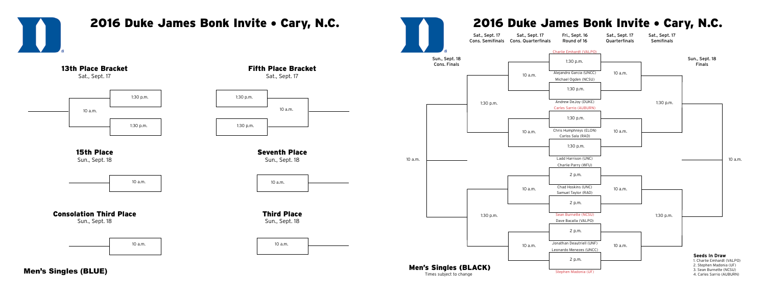# 2016 Duke James Bonk Invite • Cary, N.C.

## Men's Singles (BLUE)

### 13th Place Bracket

Sat., Sept. 17

1:30 p.m.

10 a.m.

1:30 p.m.

### 15th Place

Sun., Sept. 18

10 a.m.

### Consolation Third Place

Sun., Sept. 18

10 a.m.

### Fifth Place Bracket

Sat., Sept. 17

1:30 p.m.

10 a.m.

1:30 p.m.

### Seventh Place

Sun., Sept. 18

10 a.m.

### Third Place

Sun., Sept. 18

10 a.m.

# 2016 Duke James Bonk Invite • Cary, N.C.

## Men's Singles (BLACK)

Times subject to change

| Sun., Sept. 18 Cons. Finals | Sat., Sept. 17 Cons. Semifinals | Sat., Sept. 17 Cons. Quarterfinals | Fri., Sept. 16 Round of 16 | Sat., Sept. 17 Quarterfinals | Sat., Sept. 17 Semifinals | Sun., Sept. 18 Finals |
| --- | --- | --- | --- | --- | --- | --- |
| 10 a.m. | 1:30 p.m. | 10 a.m. | Charlie Emhardt (VALPO) vs. Alejandro Garcia (UNCC) — 1:30 p.m. | 10 a.m. | 1:30 p.m. | 10 a.m. |
| | | | Michael Ogden (NCSU) vs. Andrew DeJoy (DUKE) — 1:30 p.m. | | | |
| | | 10 a.m. | Carles Sarrio (AUBURN) vs. Chris Humphreys (ELON) — 1:30 p.m. | 10 a.m. | | |
| | | | Carlos Sala (RAD) vs. Ladd Harrison (UNC) — 1:30 p.m. | | | |
| | 1:30 p.m. | 10 a.m. | Charlie Parry (WFU) vs. Chad Hoskins (UNC) — 2 p.m. | 10 a.m. | 1:30 p.m. | |
| | | | Samuel Taylor (RAD) vs. Sean Burnette (NCSU) — 2 p.m. | | | |
| | | 10 a.m. | Dave Bacalla (VALPO) vs. Jonathan Deautriell (UNF) — 2 p.m. | 10 a.m. | | |
| | | | Leonardo Menezes (UNCC) vs. Stephen Madonia (UF) — 2 p.m. | | | |

**Seeds In Draw**
1. Charlie Emhardt (VALPO)
2. Stephen Madonia (UF)
3. Sean Burnette (NCSU)
4. Carles Sarrio (AUBURN)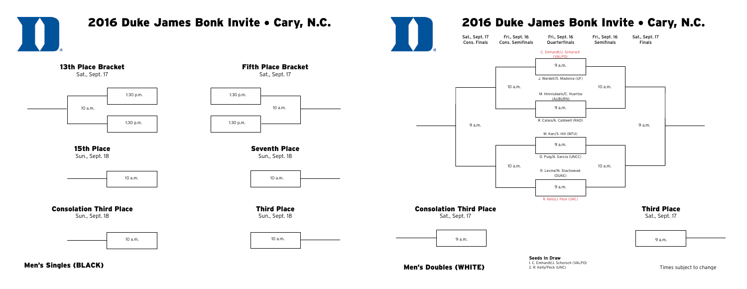# 2016 Duke James Bonk Invite • Cary, N.C.

## Men's Singles (BLACK)

### 13th Place Bracket

Sat., Sept. 17

10 a.m.

1:30 p.m.

1:30 p.m.

### Fifth Place Bracket

Sat., Sept. 17

1:30 p.m.

1:30 p.m.

10 a.m.

### 15th Place

Sun., Sept. 18

10 a.m.

### Seventh Place

Sun., Sept. 18

10 a.m.

### Consolation Third Place

Sun., Sept. 18

10 a.m.

### Third Place

Sun., Sept. 18

10 a.m.

# 2016 Duke James Bonk Invite • Cary, N.C.

## Men's Doubles (WHITE)

| Sat., Sept. 17 Cons. Finals | Fri., Sept. 16 Cons. Semifinals | Fri., Sept. 16 Quarterfinals | Fri., Sept. 16 Semifinals | Sat., Sept. 17 Finals |
| --- | --- | --- | --- | --- |

**Quarterfinals (Fri., Sept. 16, 9 a.m.):**

- C. Emhardt/J. Schorsch (VALPO) vs. J. Wardell/S. Madonia (UF) — 9 a.m.
- M. Hinnisdaels/C. Huertas (AUBURN) vs. R. Calais/A. Caldwell (RAD) — 9 a.m.
- M. Kan/S. Hill (WFU) vs. O. Puig/A. Garcia (UNCC) — 9 a.m.
- R. Levine/N. Stachowiak (DUKE) vs. R. Kelly/J. Peck (UNC) — 9 a.m.

**Semifinals (Fri., Sept. 16):** 10 a.m., 10 a.m.

**Finals (Sat., Sept. 17):** 9 a.m.

**Cons. Semifinals (Fri., Sept. 16):** 10 a.m., 10 a.m.

**Cons. Finals (Sat., Sept. 17):** 9 a.m.

### Consolation Third Place

Sat., Sept. 17

9 a.m.

### Third Place

Sat., Sept. 17

9 a.m.

**Seeds In Draw**
1. C. Emhardt/J. Schorsch (VALPO)
2. R. Kelly/Peck (UNC)

Times subject to change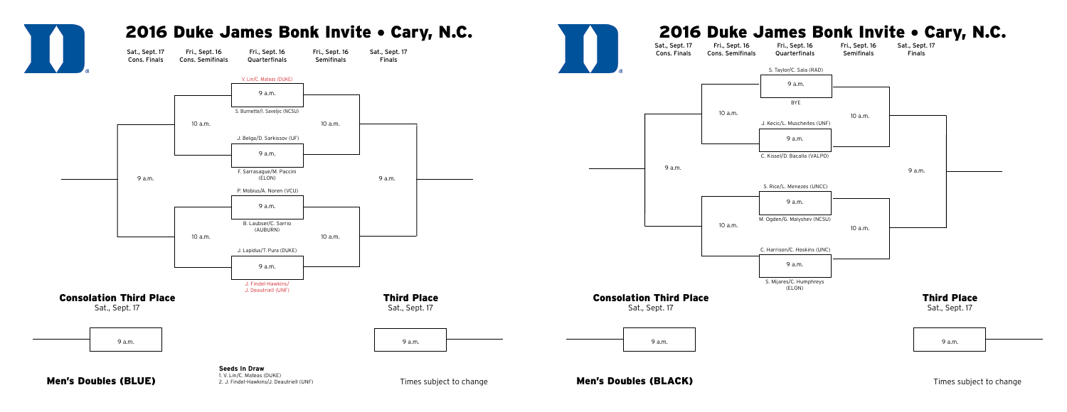# 2016 Duke James Bonk Invite • Cary, N.C.

| Sat., Sept. 17 | Fri., Sept. 16 | Fri., Sept. 16 | Fri., Sept. 16 | Sat., Sept. 17 |
|---|---|---|---|---|
| Cons. Finals | Cons. Semifinals | Quarterfinals | Semifinals | Finals |

V. Lin/C. Mateas (DUKE)

9 a.m.

S. Burnette/I. Saveljic (NCSU)

10 a.m.

10 a.m.

J. Belga/D. Sarkissov (UF)

9 a.m.

F. Sarrasague/M. Paccini (ELON)

9 a.m.

9 a.m.

P. Mobius/A. Noren (VCU)

9 a.m.

B. Laubser/C. Sarrio (AUBURN)

10 a.m.

10 a.m.

J. Lapidus/T. Pura (DUKE)

9 a.m.

J. Findel-Hawkins/J. Deautriell (UNF)

## Consolation Third Place

Sat., Sept. 17

9 a.m.

## Third Place

Sat., Sept. 17

9 a.m.

**Seeds In Draw**
1. V. Lin/C. Mateas (DUKE)
2. J. Findel-Hawkins/J. Deautriell (UNF)

**Men's Doubles (BLUE)**

Times subject to change

# 2016 Duke James Bonk Invite • Cary, N.C.

| Sat., Sept. 17 | Fri., Sept. 16 | Fri., Sept. 16 | Fri., Sept. 16 | Sat., Sept. 17 |
|---|---|---|---|---|
| Cons. Finals | Cons. Semifinals | Quarterfinals | Semifinals | Finals |

S. Taylor/C. Sala (RAD)

9 a.m.

BYE

10 a.m.

10 a.m.

J. Kecic/L. Muscheites (UNF)

9 a.m.

C. Kissel/D. Bacalla (VALPO)

9 a.m.

9 a.m.

S. Rice/L. Menezes (UNCC)

9 a.m.

M. Ogden/G. Malyshev (NCSU)

10 a.m.

10 a.m.

C. Harrison/C. Hoskins (UNC)

9 a.m.

S. Mijares/C. Humphreys (ELON)

## Consolation Third Place

Sat., Sept. 17

9 a.m.

## Third Place

Sat., Sept. 17

9 a.m.

**Men's Doubles (BLACK)**

Times subject to change